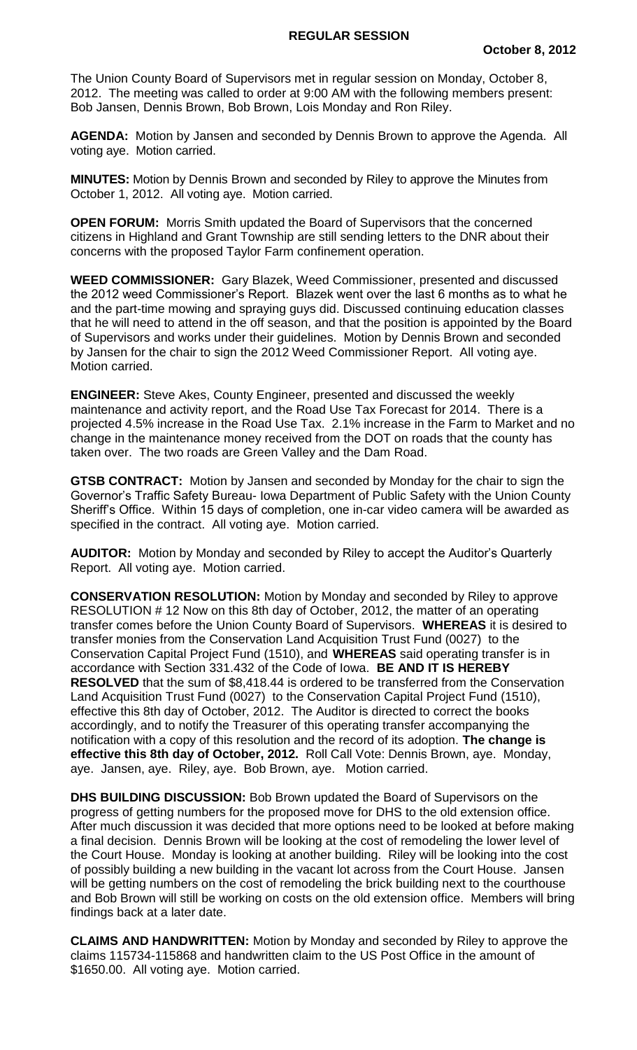## REGULAR SESSION

**October 8, 2012**

The Union County Board of Supervisors met in regular session on Monday, October 8, 2012. The meeting was called to order at 9:00 AM with the following members present: Bob Jansen, Dennis Brown, Bob Brown, Lois Monday and Ron Riley.

**AGENDA:** Motion by Jansen and seconded by Dennis Brown to approve the Agenda. All voting aye. Motion carried.

**MINUTES:** Motion by Dennis Brown and seconded by Riley to approve the Minutes from October 1, 2012. All voting aye. Motion carried.

**OPEN FORUM:** Morris Smith updated the Board of Supervisors that the concerned citizens in Highland and Grant Township are still sending letters to the DNR about their concerns with the proposed Taylor Farm confinement operation.

**WEED COMMISSIONER:** Gary Blazek, Weed Commissioner, presented and discussed the 2012 weed Commissioner's Report. Blazek went over the last 6 months as to what he and the part-time mowing and spraying guys did. Discussed continuing education classes that he will need to attend in the off season, and that the position is appointed by the Board of Supervisors and works under their guidelines. Motion by Dennis Brown and seconded by Jansen for the chair to sign the 2012 Weed Commissioner Report. All voting aye. Motion carried.

**ENGINEER:** Steve Akes, County Engineer, presented and discussed the weekly maintenance and activity report, and the Road Use Tax Forecast for 2014. There is a projected 4.5% increase in the Road Use Tax. 2.1% increase in the Farm to Market and no change in the maintenance money received from the DOT on roads that the county has taken over. The two roads are Green Valley and the Dam Road.

**GTSB CONTRACT:** Motion by Jansen and seconded by Monday for the chair to sign the Governor's Traffic Safety Bureau- Iowa Department of Public Safety with the Union County Sheriff's Office. Within 15 days of completion, one in-car video camera will be awarded as specified in the contract. All voting aye. Motion carried.

**AUDITOR:** Motion by Monday and seconded by Riley to accept the Auditor's Quarterly Report. All voting aye. Motion carried.

**CONSERVATION RESOLUTION:** Motion by Monday and seconded by Riley to approve RESOLUTION # 12 Now on this 8th day of October, 2012, the matter of an operating transfer comes before the Union County Board of Supervisors. **WHEREAS** it is desired to transfer monies from the Conservation Land Acquisition Trust Fund (0027) to the Conservation Capital Project Fund (1510), and **WHEREAS** said operating transfer is in accordance with Section 331.432 of the Code of Iowa. **BE AND IT IS HEREBY RESOLVED** that the sum of $8,418.44 is ordered to be transferred from the Conservation Land Acquisition Trust Fund (0027) to the Conservation Capital Project Fund (1510), effective this 8th day of October, 2012. The Auditor is directed to correct the books accordingly, and to notify the Treasurer of this operating transfer accompanying the notification with a copy of this resolution and the record of its adoption. **The change is effective this 8th day of October, 2012.** Roll Call Vote: Dennis Brown, aye. Monday, aye. Jansen, aye. Riley, aye. Bob Brown, aye. Motion carried.

**DHS BUILDING DISCUSSION:** Bob Brown updated the Board of Supervisors on the progress of getting numbers for the proposed move for DHS to the old extension office. After much discussion it was decided that more options need to be looked at before making a final decision. Dennis Brown will be looking at the cost of remodeling the lower level of the Court House. Monday is looking at another building. Riley will be looking into the cost of possibly building a new building in the vacant lot across from the Court House. Jansen will be getting numbers on the cost of remodeling the brick building next to the courthouse and Bob Brown will still be working on costs on the old extension office. Members will bring findings back at a later date.

**CLAIMS AND HANDWRITTEN:** Motion by Monday and seconded by Riley to approve the claims 115734-115868 and handwritten claim to the US Post Office in the amount of $1650.00. All voting aye. Motion carried.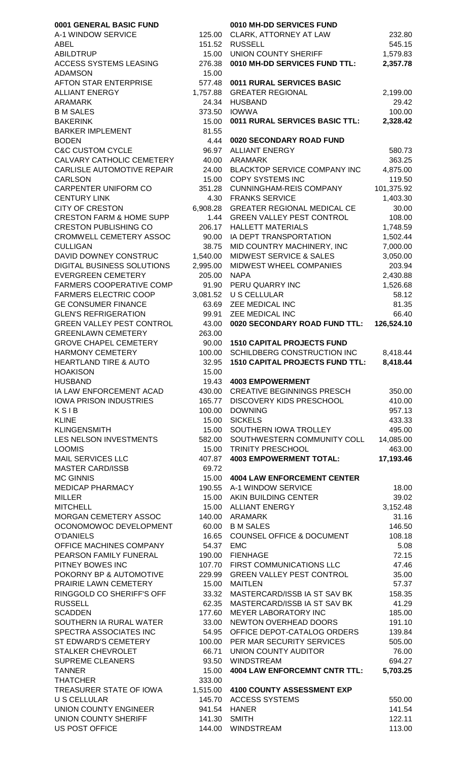**0001 GENERAL BASIC FUND**

| Vendor | Amount |
|---|---|
| A-1 WINDOW SERVICE | 125.00 |
| ABEL | 151.52 |
| ABILDTRUP | 15.00 |
| ACCESS SYSTEMS LEASING | 276.38 |
| ADAMSON | 15.00 |
| AFTON STAR ENTERPRISE | 577.48 |
| ALLIANT ENERGY | 1,757.88 |
| ARAMARK | 24.34 |
| B M SALES | 373.50 |
| BAKERINK | 15.00 |
| BARKER IMPLEMENT | 81.55 |
| BODEN | 4.44 |
| C&C CUSTOM CYCLE | 96.97 |
| CALVARY CATHOLIC CEMETERY | 40.00 |
| CARLISLE AUTOMOTIVE REPAIR | 24.00 |
| CARLSON | 15.00 |
| CARPENTER UNIFORM CO | 351.28 |
| CENTURY LINK | 4.30 |
| CITY OF CRESTON | 6,908.28 |
| CRESTON FARM & HOME SUPP | 1.44 |
| CRESTON PUBLISHING CO | 206.17 |
| CROMWELL CEMETERY ASSOC | 90.00 |
| CULLIGAN | 38.75 |
| DAVID DOWNEY CONSTRUC | 1,540.00 |
| DIGITAL BUSINESS SOLUTIONS | 2,995.00 |
| EVERGREEN CEMETERY | 205.00 |
| FARMERS COOPERATIVE COMP | 91.90 |
| FARMERS ELECTRIC COOP | 3,081.52 |
| GE CONSUMER FINANCE | 63.69 |
| GLEN'S REFRIGERATION | 99.91 |
| GREEN VALLEY PEST CONTROL | 43.00 |
| GREENLAWN CEMETERY | 263.00 |
| GROVE CHAPEL CEMETERY | 90.00 |
| HARMONY CEMETERY | 100.00 |
| HEARTLAND TIRE & AUTO | 32.95 |
| HOAKISON | 15.00 |
| HUSBAND | 19.43 |
| IA LAW ENFORCEMENT ACAD | 430.00 |
| IOWA PRISON INDUSTRIES | 165.77 |
| K S I B | 100.00 |
| KLINE | 15.00 |
| KLINGENSMITH | 15.00 |
| LES NELSON INVESTMENTS | 582.00 |
| LOOMIS | 15.00 |
| MAIL SERVICES LLC | 407.87 |
| MASTER CARD/ISSB | 69.72 |
| MC GINNIS | 15.00 |
| MEDICAP PHARMACY | 190.55 |
| MILLER | 15.00 |
| MITCHELL | 15.00 |
| MORGAN CEMETERY ASSOC | 140.00 |
| OCONOMOWOC DEVELOPMENT | 60.00 |
| O'DANIELS | 16.65 |
| OFFICE MACHINES COMPANY | 54.37 |
| PEARSON FAMILY FUNERAL | 190.00 |
| PITNEY BOWES INC | 107.70 |
| POKORNY BP & AUTOMOTIVE | 229.99 |
| PRAIRIE LAWN CEMETERY | 15.00 |
| RINGGOLD CO SHERIFF'S OFF | 33.32 |
| RUSSELL | 62.35 |
| SCADDEN | 177.60 |
| SOUTHERN IA RURAL WATER | 33.00 |
| SPECTRA ASSOCIATES INC | 54.95 |
| ST EDWARD'S CEMETERY | 100.00 |
| STALKER CHEVROLET | 66.71 |
| SUPREME CLEANERS | 93.50 |
| TANNER | 15.00 |
| THATCHER | 333.00 |
| TREASURER STATE OF IOWA | 1,515.00 |
| U S CELLULAR | 145.70 |
| UNION COUNTY ENGINEER | 941.54 |
| UNION COUNTY SHERIFF | 141.30 |
| US POST OFFICE | 144.00 |

**0010 MH-DD SERVICES FUND**

| Vendor | Amount |
|---|---|
| CLARK, ATTORNEY AT LAW | 232.80 |
| RUSSELL | 545.15 |
| UNION COUNTY SHERIFF | 1,579.83 |
| **0010 MH-DD SERVICES FUND TTL:** | **2,357.78** |

**0011 RURAL SERVICES BASIC**

| Vendor | Amount |
|---|---|
| GREATER REGIONAL | 2,199.00 |
| HUSBAND | 29.42 |
| IOWWA | 100.00 |
| **0011 RURAL SERVICES BASIC TTL:** | **2,328.42** |

**0020 SECONDARY ROAD FUND**

| Vendor | Amount |
|---|---|
| ALLIANT ENERGY | 580.73 |
| ARAMARK | 363.25 |
| BLACKTOP SERVICE COMPANY INC | 4,875.00 |
| COPY SYSTEMS INC | 119.50 |
| CUNNINGHAM-REIS COMPANY | 101,375.92 |
| FRANKS SERVICE | 1,403.30 |
| GREATER REGIONAL MEDICAL CE | 30.00 |
| GREEN VALLEY PEST CONTROL | 108.00 |
| HALLETT MATERIALS | 1,748.59 |
| IA DEPT TRANSPORTATION | 1,502.44 |
| MID COUNTRY MACHINERY, INC | 7,000.00 |
| MIDWEST SERVICE & SALES | 3,050.00 |
| MIDWEST WHEEL COMPANIES | 203.94 |
| NAPA | 2,430.88 |
| PERU QUARRY INC | 1,526.68 |
| U S CELLULAR | 58.12 |
| ZEE MEDICAL INC | 81.35 |
| ZEE MEDICAL INC | 66.40 |
| **0020 SECONDARY ROAD FUND TTL:** | **126,524.10** |

**1510 CAPITAL PROJECTS FUND**

| Vendor | Amount |
|---|---|
| SCHILDBERG CONSTRUCTION INC | 8,418.44 |
| **1510 CAPITAL PROJECTS FUND TTL:** | **8,418.44** |

**4003 EMPOWERMENT**

| Vendor | Amount |
|---|---|
| CREATIVE BEGINNINGS PRESCH | 350.00 |
| DISCOVERY KIDS PRESCHOOL | 410.00 |
| DOWNING | 957.13 |
| SICKELS | 433.33 |
| SOUTHERN IOWA TROLLEY | 495.00 |
| SOUTHWESTERN COMMUNITY COLL | 14,085.00 |
| TRINITY PRESCHOOL | 463.00 |
| **4003 EMPOWERMENT TOTAL:** | **17,193.46** |

**4004 LAW ENFORCEMENT CENTER**

| Vendor | Amount |
|---|---|
| A-1 WINDOW SERVICE | 18.00 |
| AKIN BUILDING CENTER | 39.02 |
| ALLIANT ENERGY | 3,152.48 |
| ARAMARK | 31.16 |
| B M SALES | 146.50 |
| COUNSEL OFFICE & DOCUMENT | 108.18 |
| EMC | 5.08 |
| FIENHAGE | 72.15 |
| FIRST COMMUNICATIONS LLC | 47.46 |
| GREEN VALLEY PEST CONTROL | 35.00 |
| MAITLEN | 57.37 |
| MASTERCARD/ISSB IA ST SAV BK | 158.35 |
| MASTERCARD/ISSB IA ST SAV BK | 41.29 |
| MEYER LABORATORY INC | 185.00 |
| NEWTON OVERHEAD DOORS | 191.10 |
| OFFICE DEPOT-CATALOG ORDERS | 139.84 |
| PER MAR SECURITY SERVICES | 505.00 |
| UNION COUNTY AUDITOR | 76.00 |
| WINDSTREAM | 694.27 |
| **4004 LAW ENFORCEMNT CNTR TTL:** | **5,703.25** |

**4100 COUNTY ASSESSMENT EXP**

| Vendor | Amount |
|---|---|
| ACCESS SYSTEMS | 550.00 |
| HANER | 141.54 |
| SMITH | 122.11 |
| WINDSTREAM | 113.00 |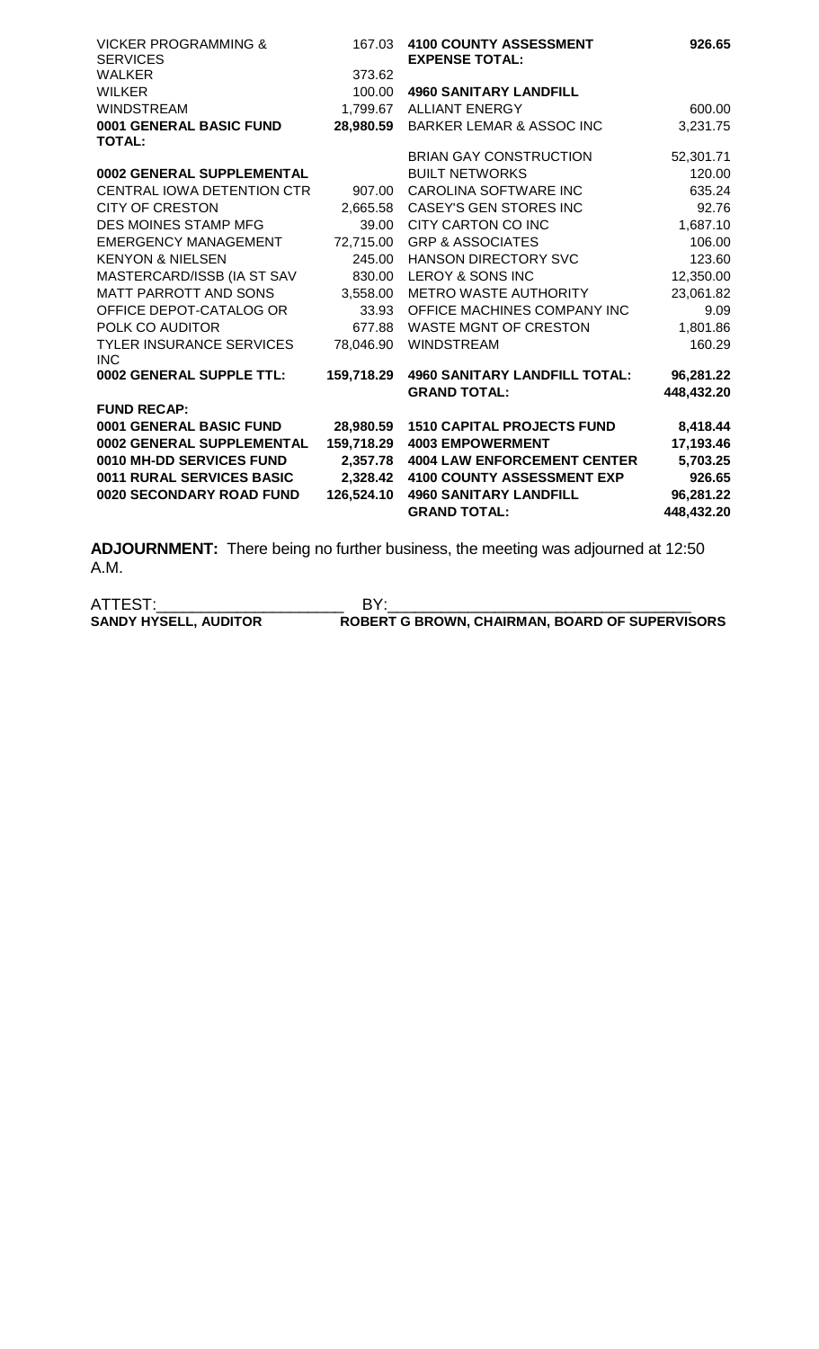| | | | |
|---|---|---|---|
| VICKER PROGRAMMING & SERVICES | 167.03 | **4100 COUNTY ASSESSMENT EXPENSE TOTAL:** | **926.65** |
| WALKER | 373.62 | | |
| WILKER | 100.00 | **4960 SANITARY LANDFILL** | |
| WINDSTREAM | 1,799.67 | ALLIANT ENERGY | 600.00 |
| **0001 GENERAL BASIC FUND TOTAL:** | **28,980.59** | BARKER LEMAR & ASSOC INC | 3,231.75 |
| | | BRIAN GAY CONSTRUCTION | 52,301.71 |
| **0002 GENERAL SUPPLEMENTAL** | | BUILT NETWORKS | 120.00 |
| CENTRAL IOWA DETENTION CTR | 907.00 | CAROLINA SOFTWARE INC | 635.24 |
| CITY OF CRESTON | 2,665.58 | CASEY'S GEN STORES INC | 92.76 |
| DES MOINES STAMP MFG | 39.00 | CITY CARTON CO INC | 1,687.10 |
| EMERGENCY MANAGEMENT | 72,715.00 | GRP & ASSOCIATES | 106.00 |
| KENYON & NIELSEN | 245.00 | HANSON DIRECTORY SVC | 123.60 |
| MASTERCARD/ISSB (IA ST SAV | 830.00 | LEROY & SONS INC | 12,350.00 |
| MATT PARROTT AND SONS | 3,558.00 | METRO WASTE AUTHORITY | 23,061.82 |
| OFFICE DEPOT-CATALOG OR | 33.93 | OFFICE MACHINES COMPANY INC | 9.09 |
| POLK CO AUDITOR | 677.88 | WASTE MGNT OF CRESTON | 1,801.86 |
| TYLER INSURANCE SERVICES INC | 78,046.90 | WINDSTREAM | 160.29 |
| **0002 GENERAL SUPPLE TTL:** | **159,718.29** | **4960 SANITARY LANDFILL TOTAL:** | **96,281.22** |
| | | **GRAND TOTAL:** | **448,432.20** |
| **FUND RECAP:** | | | |
| **0001 GENERAL BASIC FUND** | **28,980.59** | **1510 CAPITAL PROJECTS FUND** | **8,418.44** |
| **0002 GENERAL SUPPLEMENTAL** | **159,718.29** | **4003 EMPOWERMENT** | **17,193.46** |
| **0010 MH-DD SERVICES FUND** | **2,357.78** | **4004 LAW ENFORCEMENT CENTER** | **5,703.25** |
| **0011 RURAL SERVICES BASIC** | **2,328.42** | **4100 COUNTY ASSESSMENT EXP** | **926.65** |
| **0020 SECONDARY ROAD FUND** | **126,524.10** | **4960 SANITARY LANDFILL** | **96,281.22** |
| | | **GRAND TOTAL:** | **448,432.20** |

**ADJOURNMENT:** There being no further business, the meeting was adjourned at 12:50 A.M.

ATTEST:_____________________ BY:_________________________________

**SANDY HYSELL, AUDITOR** **ROBERT G BROWN, CHAIRMAN, BOARD OF SUPERVISORS**